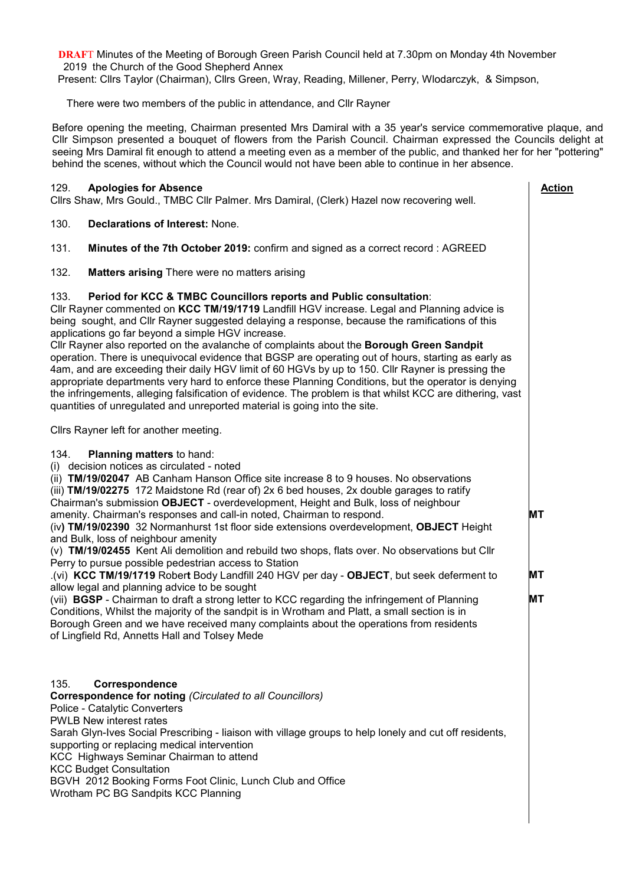**DRAFT** Minutes of the Meeting of Borough Green Parish Council held at 7.30pm on Monday 4th November 2019 the Church of the Good Shepherd Annex

Present: Cllrs Taylor (Chairman), Cllrs Green, Wray, Reading, Millener, Perry, Wlodarczyk, & Simpson,

There were two members of the public in attendance, and Cllr Rayner

Before opening the meeting, Chairman presented Mrs Damiral with a 35 year's service commemorative plaque, and Cllr Simpson presented a bouquet of flowers from the Parish Council. Chairman expressed the Councils delight at seeing Mrs Damiral fit enough to attend a meeting even as a member of the public, and thanked her for her "pottering" behind the scenes, without which the Council would not have been able to continue in her absence.

| | **Action** |
|---|---|
| 129. **Apologies for Absence**<br>Cllrs Shaw, Mrs Gould., TMBC Cllr Palmer. Mrs Damiral, (Clerk) Hazel now recovering well. | |
| 130. **Declarations of Interest:** None. | |
| 131. **Minutes of the 7th October 2019:** confirm and signed as a correct record : AGREED | |
| 132. **Matters arising** There were no matters arising | |
| 133. **Period for KCC & TMBC Councillors reports and Public consultation**:<br>Cllr Rayner commented on **KCC TM/19/1719** Landfill HGV increase. Legal and Planning advice is being sought, and Cllr Rayner suggested delaying a response, because the ramifications of this applications go far beyond a simple HGV increase.<br>Cllr Rayner also reported on the avalanche of complaints about the **Borough Green Sandpit** operation. There is unequivocal evidence that BGSP are operating out of hours, starting as early as 4am, and are exceeding their daily HGV limit of 60 HGVs by up to 150. Cllr Rayner is pressing the appropriate departments very hard to enforce these Planning Conditions, but the operator is denying the infringements, alleging falsification of evidence. The problem is that whilst KCC are dithering, vast quantities of unregulated and unreported material is going into the site.<br><br>Cllrs Rayner left for another meeting. | |
| 134. **Planning matters** to hand:<br>(i) decision notices as circulated - noted<br>(ii) **TM/19/02047** AB Canham Hanson Office site increase 8 to 9 houses. No observations<br>(iii) **TM/19/02275** 172 Maidstone Rd (rear of) 2x 6 bed houses, 2x double garages to ratify Chairman's submission **OBJECT** - overdevelopment, Height and Bulk, loss of neighbour amenity. Chairman's responses and call-in noted, Chairman to respond. | **MT** |
| (iv**) TM/19/02390** 32 Normanhurst 1st floor side extensions overdevelopment, **OBJECT** Height and Bulk, loss of neighbour amenity<br>(v) **TM/19/02455** Kent Ali demolition and rebuild two shops, flats over. No observations but Cllr Perry to pursue possible pedestrian access to Station<br>.(vi) **KCC TM/19/1719** Rober**t** Body Landfill 240 HGV per day - **OBJECT**, but seek deferment to allow legal and planning advice to be sought | **MT** |
| (vii) **BGSP** - Chairman to draft a strong letter to KCC regarding the infringement of Planning Conditions, Whilst the majority of the sandpit is in Wrotham and Platt, a small section is in Borough Green and we have received many complaints about the operations from residents of Lingfield Rd, Annetts Hall and Tolsey Mede | **MT** |
| 135. **Correspondence**<br>**Correspondence for noting** *(Circulated to all Councillors)*<br>Police - Catalytic Converters<br>PWLB New interest rates<br>Sarah Glyn-Ives Social Prescribing - liaison with village groups to help lonely and cut off residents, supporting or replacing medical intervention<br>KCC Highways Seminar Chairman to attend<br>KCC Budget Consultation<br>BGVH 2012 Booking Forms Foot Clinic, Lunch Club and Office<br>Wrotham PC BG Sandpits KCC Planning | |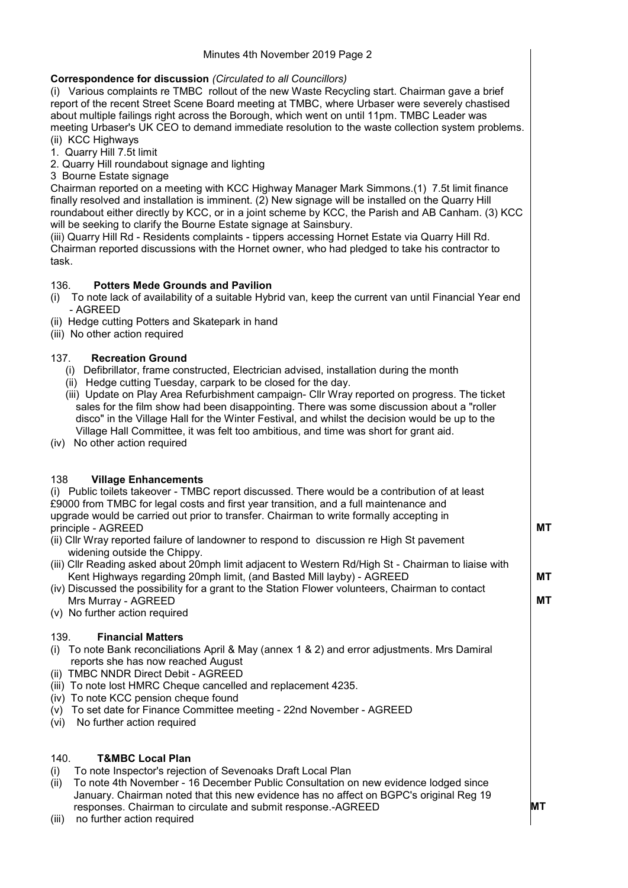**Correspondence for discussion** *(Circulated to all Councillors)*

(i) Various complaints re TMBC rollout of the new Waste Recycling start. Chairman gave a brief report of the recent Street Scene Board meeting at TMBC, where Urbaser were severely chastised about multiple failings right across the Borough, which went on until 11pm. TMBC Leader was meeting Urbaser's UK CEO to demand immediate resolution to the waste collection system problems.

(ii) KCC Highways

1. Quarry Hill 7.5t limit
2. Quarry Hill roundabout signage and lighting
3. Bourne Estate signage

Chairman reported on a meeting with KCC Highway Manager Mark Simmons.(1) 7.5t limit finance finally resolved and installation is imminent. (2) New signage will be installed on the Quarry Hill roundabout either directly by KCC, or in a joint scheme by KCC, the Parish and AB Canham. (3) KCC will be seeking to clarify the Bourne Estate signage at Sainsbury.

(iii) Quarry Hill Rd - Residents complaints - tippers accessing Hornet Estate via Quarry Hill Rd. Chairman reported discussions with the Hornet owner, who had pledged to take his contractor to task.

### 136. Potters Mede Grounds and Pavilion

(i) To note lack of availability of a suitable Hybrid van, keep the current van until Financial Year end - AGREED
(ii) Hedge cutting Potters and Skatepark in hand
(iii) No other action required

### 137. Recreation Ground

(i) Defibrillator, frame constructed, Electrician advised, installation during the month
(ii) Hedge cutting Tuesday, carpark to be closed for the day.
(iii) Update on Play Area Refurbishment campaign- Cllr Wray reported on progress. The ticket sales for the film show had been disappointing. There was some discussion about a "roller disco" in the Village Hall for the Winter Festival, and whilst the decision would be up to the Village Hall Committee, it was felt too ambitious, and time was short for grant aid.
(iv) No other action required

### 138 Village Enhancements

(i) Public toilets takeover - TMBC report discussed. There would be a contribution of at least £9000 from TMBC for legal costs and first year transition, and a full maintenance and upgrade would be carried out prior to transfer. Chairman to write formally accepting in principle - AGREED **MT**
(ii) Cllr Wray reported failure of landowner to respond to discussion re High St pavement widening outside the Chippy.
(iii) Cllr Reading asked about 20mph limit adjacent to Western Rd/High St - Chairman to liaise with Kent Highways regarding 20mph limit, (and Basted Mill layby) - AGREED **MT**
(iv) Discussed the possibility for a grant to the Station Flower volunteers, Chairman to contact Mrs Murray - AGREED **MT**
(v) No further action required

### 139. Financial Matters

(i) To note Bank reconciliations April & May (annex 1 & 2) and error adjustments. Mrs Damiral reports she has now reached August
(ii) TMBC NNDR Direct Debit - AGREED
(iii) To note lost HMRC Cheque cancelled and replacement 4235.
(iv) To note KCC pension cheque found
(v) To set date for Finance Committee meeting - 22nd November - AGREED
(vi) No further action required

### 140. T&MBC Local Plan

(i) To note Inspector's rejection of Sevenoaks Draft Local Plan
(ii) To note 4th November - 16 December Public Consultation on new evidence lodged since January. Chairman noted that this new evidence has no affect on BGPC's original Reg 19 responses. Chairman to circulate and submit response.-AGREED **MT**
(iii) no further action required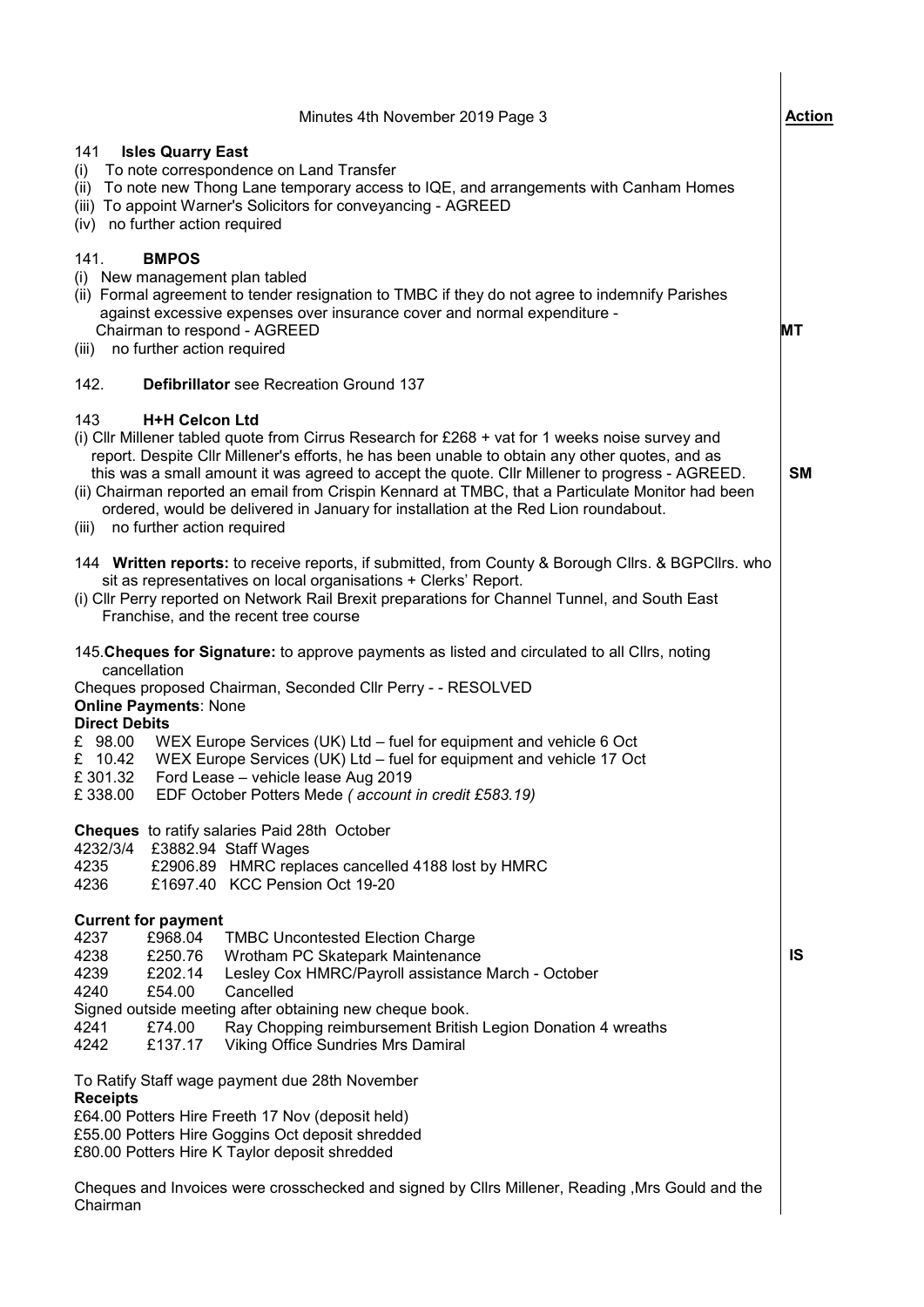Minutes 4th November 2019 Page 3

**Action**

141 **Isles Quarry East**
(i) To note correspondence on Land Transfer
(ii) To note new Thong Lane temporary access to IQE, and arrangements with Canham Homes
(iii) To appoint Warner's Solicitors for conveyancing - AGREED
(iv) no further action required

141. **BMPOS**
(i) New management plan tabled
(ii) Formal agreement to tender resignation to TMBC if they do not agree to indemnify Parishes against excessive expenses over insurance cover and normal expenditure - Chairman to respond - AGREED **MT**
(iii) no further action required

142. **Defibrillator** see Recreation Ground 137

143 **H+H Celcon Ltd**
(i) Cllr Millener tabled quote from Cirrus Research for £268 + vat for 1 weeks noise survey and report. Despite Cllr Millener's efforts, he has been unable to obtain any other quotes, and as this was a small amount it was agreed to accept the quote. Cllr Millener to progress - AGREED. **SM**
(ii) Chairman reported an email from Crispin Kennard at TMBC, that a Particulate Monitor had been ordered, would be delivered in January for installation at the Red Lion roundabout.
(iii) no further action required

144 **Written reports:** to receive reports, if submitted, from County & Borough Cllrs. & BGPCllrs. who sit as representatives on local organisations + Clerks' Report.
(i) Cllr Perry reported on Network Rail Brexit preparations for Channel Tunnel, and South East Franchise, and the recent tree course

145.**Cheques for Signature:** to approve payments as listed and circulated to all Cllrs, noting cancellation
Cheques proposed Chairman, Seconded Cllr Perry - - RESOLVED
**Online Payments**: None
**Direct Debits**
£ 98.00 WEX Europe Services (UK) Ltd – fuel for equipment and vehicle 6 Oct
£ 10.42 WEX Europe Services (UK) Ltd – fuel for equipment and vehicle 17 Oct
£ 301.32 Ford Lease – vehicle lease Aug 2019
£ 338.00 EDF October Potters Mede *( account in credit £583.19)*

**Cheques** to ratify salaries Paid 28th October
4232/3/4 £3882.94 Staff Wages
4235 £2906.89 HMRC replaces cancelled 4188 lost by HMRC
4236 £1697.40 KCC Pension Oct 19-20

**Current for payment**
4237 £968.04 TMBC Uncontested Election Charge
4238 £250.76 Wrotham PC Skatepark Maintenance **IS**
4239 £202.14 Lesley Cox HMRC/Payroll assistance March - October
4240 £54.00 Cancelled
Signed outside meeting after obtaining new cheque book.
4241 £74.00 Ray Chopping reimbursement British Legion Donation 4 wreaths
4242 £137.17 Viking Office Sundries Mrs Damiral

To Ratify Staff wage payment due 28th November
**Receipts**
£64.00 Potters Hire Freeth 17 Nov (deposit held)
£55.00 Potters Hire Goggins Oct deposit shredded
£80.00 Potters Hire K Taylor deposit shredded

Cheques and Invoices were crosschecked and signed by Cllrs Millener, Reading ,Mrs Gould and the Chairman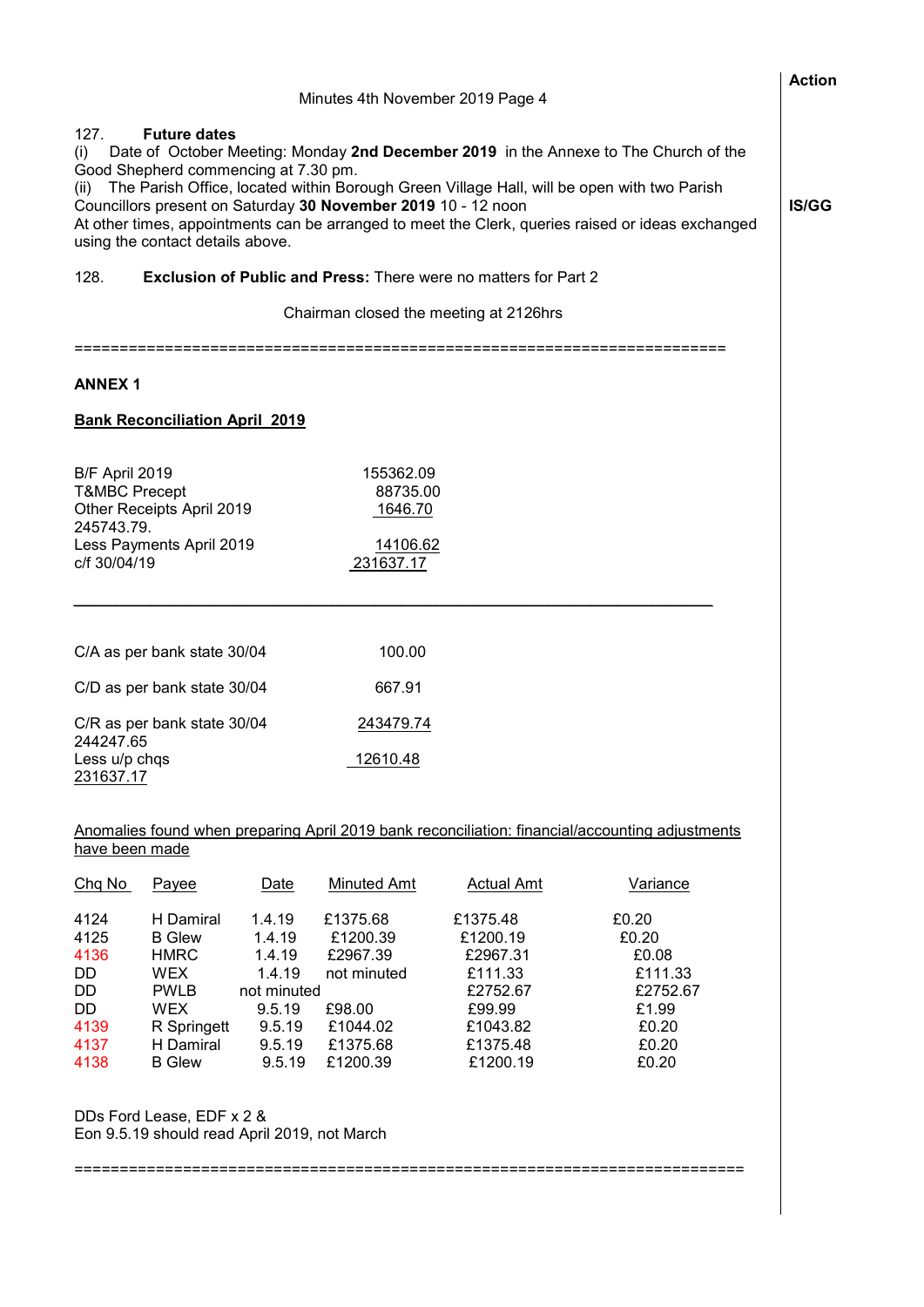Minutes 4th November 2019 Page 4

**Action**

127. **Future dates**

(i) Date of October Meeting: Monday **2nd December 2019** in the Annexe to The Church of the Good Shepherd commencing at 7.30 pm.

(ii) The Parish Office, located within Borough Green Village Hall, will be open with two Parish Councillors present on Saturday **30 November 2019** 10 - 12 noon — **IS/GG**

At other times, appointments can be arranged to meet the Clerk, queries raised or ideas exchanged using the contact details above.

128. **Exclusion of Public and Press:** There were no matters for Part 2

Chairman closed the meeting at 2126hrs

==========================================================================

**ANNEX 1**

**Bank Reconciliation April 2019**

| | |
|---|---|
| B/F April 2019 | 155362.09 |
| T&MBC Precept | 88735.00 |
| Other Receipts April 2019 | 1646.70 |
| 245743.79. | |
| Less Payments April 2019 | 14106.62 |
| c/f 30/04/19 | 231637.17 |

---

| | |
|---|---|
| C/A as per bank state 30/04 | 100.00 |
| C/D as per bank state 30/04 | 667.91 |
| C/R as per bank state 30/04 | 243479.74 |
| 244247.65 | |
| Less u/p chqs | 12610.48 |
| 231637.17 | |

Anomalies found when preparing April 2019 bank reconciliation: financial/accounting adjustments have been made

| Chq No | Payee | Date | Minuted Amt | Actual Amt | Variance |
|---|---|---|---|---|---|
| 4124 | H Damiral | 1.4.19 | £1375.68 | £1375.48 | £0.20 |
| 4125 | B Glew | 1.4.19 | £1200.39 | £1200.19 | £0.20 |
| 4136 | HMRC | 1.4.19 | £2967.39 | £2967.31 | £0.08 |
| DD | WEX | 1.4.19 | not minuted | £111.33 | £111.33 |
| DD | PWLB | not minuted | | £2752.67 | £2752.67 |
| DD | WEX | 9.5.19 | £98.00 | £99.99 | £1.99 |
| 4139 | R Springett | 9.5.19 | £1044.02 | £1043.82 | £0.20 |
| 4137 | H Damiral | 9.5.19 | £1375.68 | £1375.48 | £0.20 |
| 4138 | B Glew | 9.5.19 | £1200.39 | £1200.19 | £0.20 |

DDs Ford Lease, EDF x 2 &
Eon 9.5.19 should read April 2019, not March

==========================================================================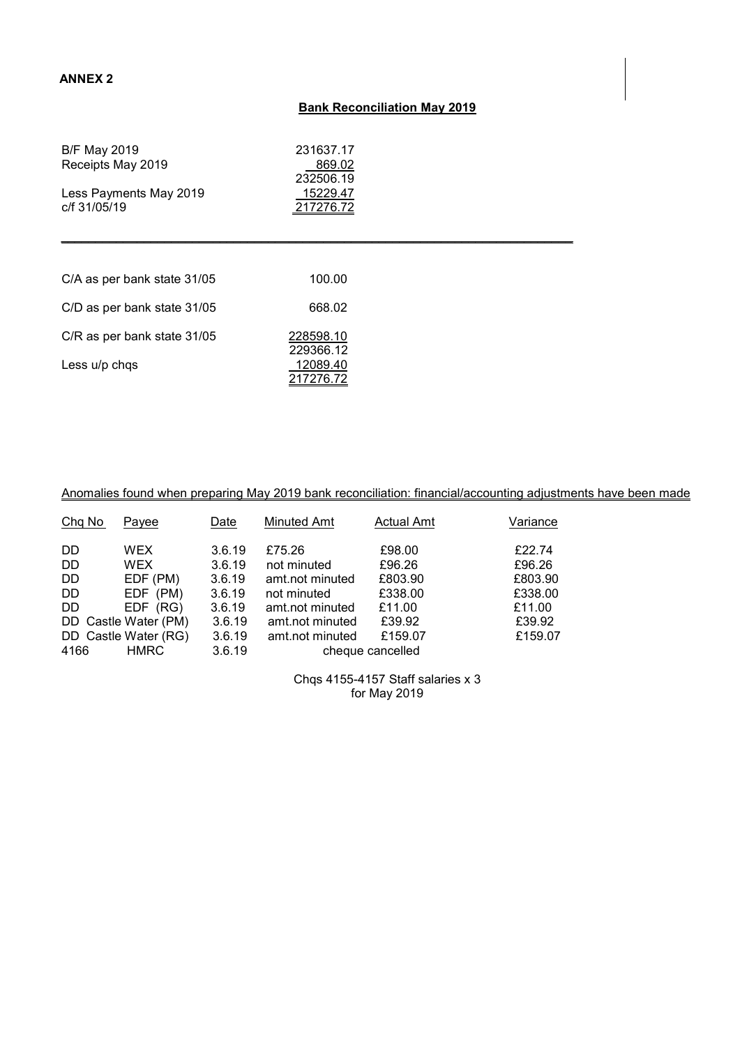**ANNEX 2**

## Bank Reconciliation May 2019

| | |
|---|---|
| B/F May 2019 | 231637.17 |
| Receipts May 2019 | 869.02 |
| | 232506.19 |
| Less Payments May 2019 | 15229.47 |
| c/f 31/05/19 | 217276.72 |

---

| | |
|---|---|
| C/A as per bank state 31/05 | 100.00 |
| C/D as per bank state 31/05 | 668.02 |
| C/R as per bank state 31/05 | 228598.10 |
| | 229366.12 |
| Less u/p chqs | 12089.40 |
| | 217276.72 |

Anomalies found when preparing May 2019 bank reconciliation: financial/accounting adjustments have been made

| Chq No | Payee | Date | Minuted Amt | Actual Amt | Variance |
|---|---|---|---|---|---|
| DD | WEX | 3.6.19 | £75.26 | £98.00 | £22.74 |
| DD | WEX | 3.6.19 | not minuted | £96.26 | £96.26 |
| DD | EDF (PM) | 3.6.19 | amt.not minuted | £803.90 | £803.90 |
| DD | EDF (PM) | 3.6.19 | not minuted | £338.00 | £338.00 |
| DD | EDF (RG) | 3.6.19 | amt.not minuted | £11.00 | £11.00 |
| DD | Castle Water (PM) | 3.6.19 | amt.not minuted | £39.92 | £39.92 |
| DD | Castle Water (RG) | 3.6.19 | amt.not minuted | £159.07 | £159.07 |
| 4166 | HMRC | 3.6.19 | cheque cancelled | | |

Chqs 4155-4157 Staff salaries x 3
for May 2019